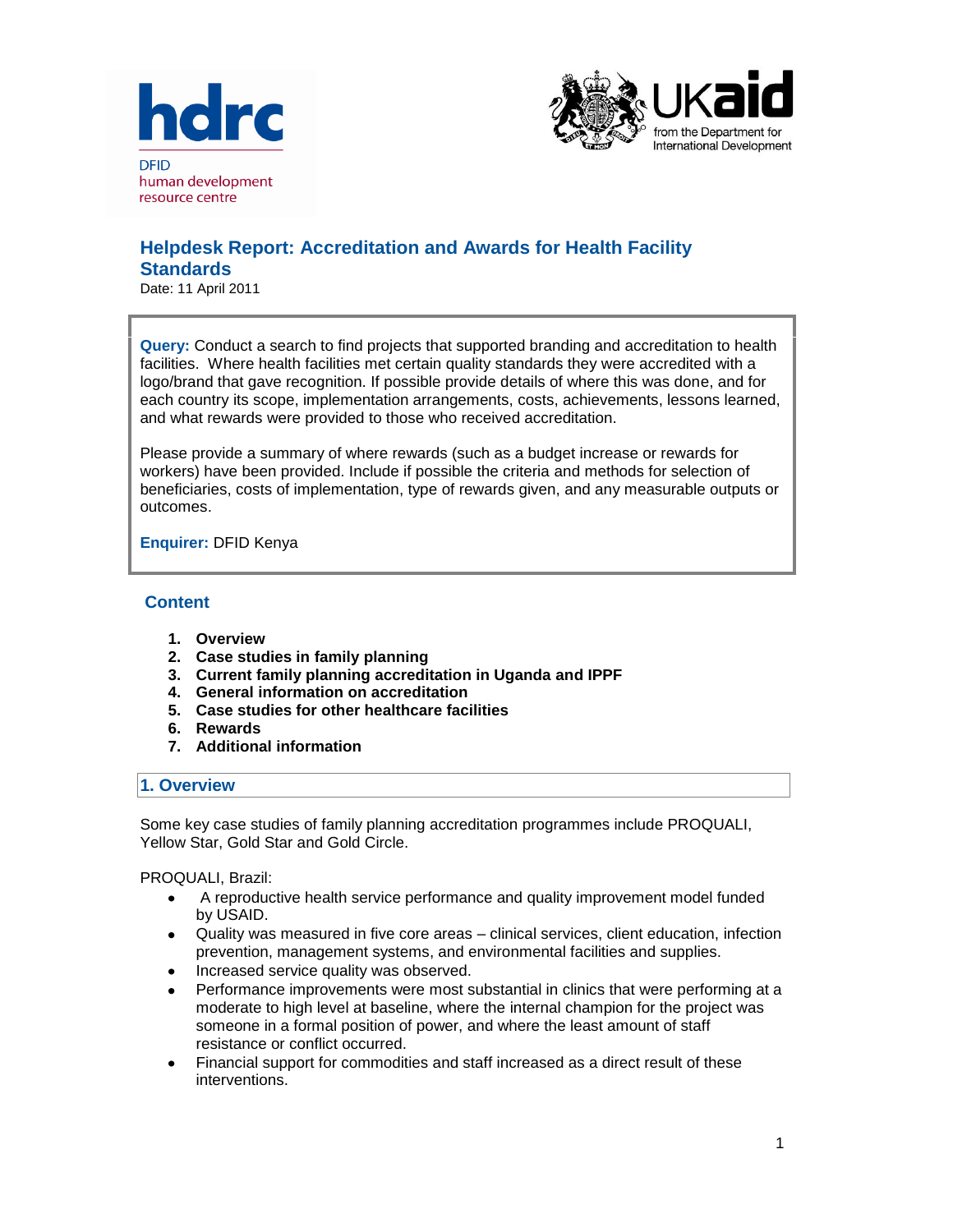hdrc

DFID
human development
resource centre

UKaid
from the Department for
International Development

# Helpdesk Report: Accreditation and Awards for Health Facility Standards

Date: 11 April 2011

**Query:** Conduct a search to find projects that supported branding and accreditation to health facilities. Where health facilities met certain quality standards they were accredited with a logo/brand that gave recognition. If possible provide details of where this was done, and for each country its scope, implementation arrangements, costs, achievements, lessons learned, and what rewards were provided to those who received accreditation.

Please provide a summary of where rewards (such as a budget increase or rewards for workers) have been provided. Include if possible the criteria and methods for selection of beneficiaries, costs of implementation, type of rewards given, and any measurable outputs or outcomes.

**Enquirer:** DFID Kenya

## Content

1. **Overview**
2. **Case studies in family planning**
3. **Current family planning accreditation in Uganda and IPPF**
4. **General information on accreditation**
5. **Case studies for other healthcare facilities**
6. **Rewards**
7. **Additional information**

## 1. Overview

Some key case studies of family planning accreditation programmes include PROQUALI, Yellow Star, Gold Star and Gold Circle.

PROQUALI, Brazil:

- A reproductive health service performance and quality improvement model funded by USAID.
- Quality was measured in five core areas – clinical services, client education, infection prevention, management systems, and environmental facilities and supplies.
- Increased service quality was observed.
- Performance improvements were most substantial in clinics that were performing at a moderate to high level at baseline, where the internal champion for the project was someone in a formal position of power, and where the least amount of staff resistance or conflict occurred.
- Financial support for commodities and staff increased as a direct result of these interventions.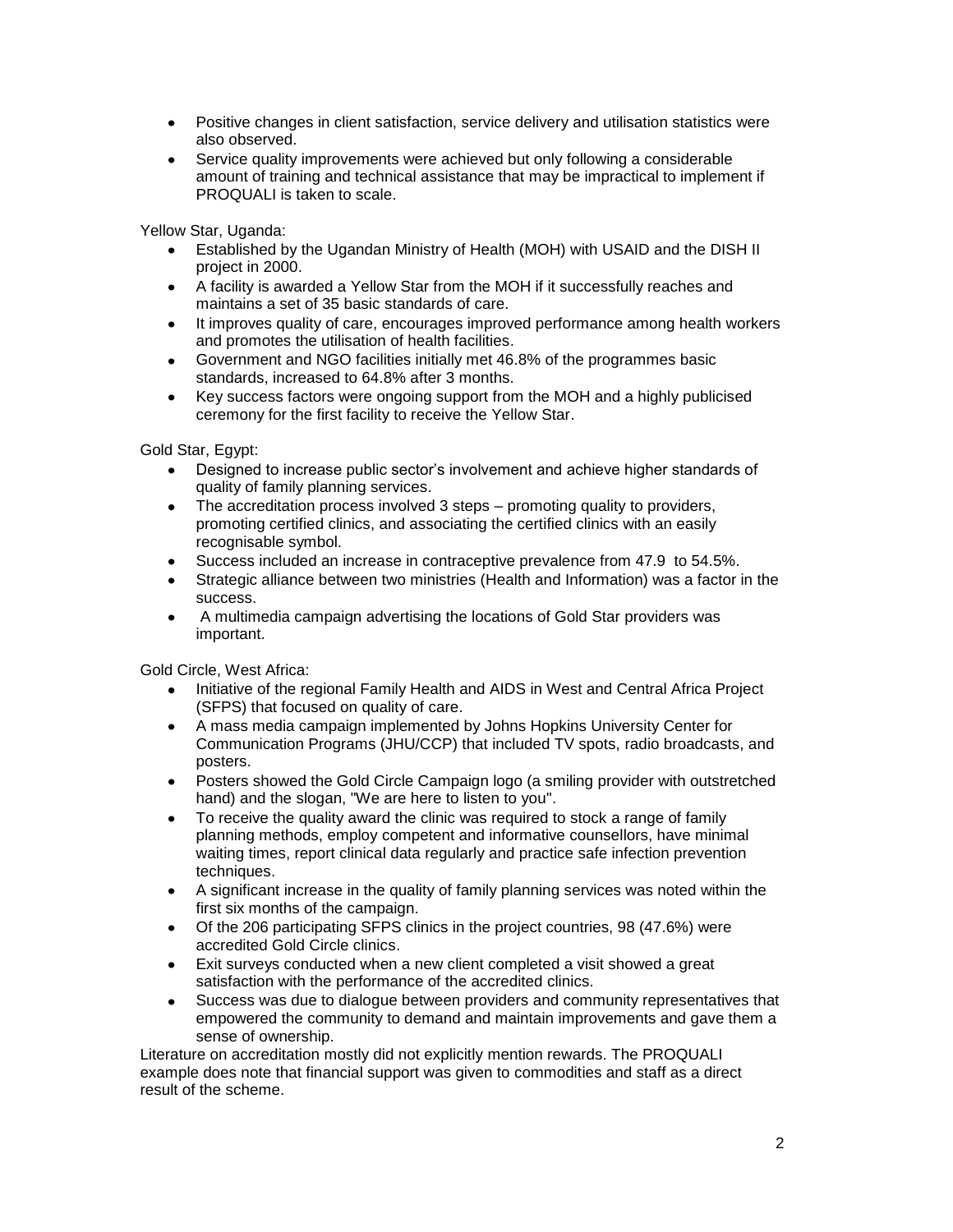- Positive changes in client satisfaction, service delivery and utilisation statistics were also observed.
- Service quality improvements were achieved but only following a considerable amount of training and technical assistance that may be impractical to implement if PROQUALI is taken to scale.

Yellow Star, Uganda:

- Established by the Ugandan Ministry of Health (MOH) with USAID and the DISH II project in 2000.
- A facility is awarded a Yellow Star from the MOH if it successfully reaches and maintains a set of 35 basic standards of care.
- It improves quality of care, encourages improved performance among health workers and promotes the utilisation of health facilities.
- Government and NGO facilities initially met 46.8% of the programmes basic standards, increased to 64.8% after 3 months.
- Key success factors were ongoing support from the MOH and a highly publicised ceremony for the first facility to receive the Yellow Star.

Gold Star, Egypt:

- Designed to increase public sector's involvement and achieve higher standards of quality of family planning services.
- The accreditation process involved 3 steps – promoting quality to providers, promoting certified clinics, and associating the certified clinics with an easily recognisable symbol.
- Success included an increase in contraceptive prevalence from 47.9 to 54.5%.
- Strategic alliance between two ministries (Health and Information) was a factor in the success.
- A multimedia campaign advertising the locations of Gold Star providers was important.

Gold Circle, West Africa:

- Initiative of the regional Family Health and AIDS in West and Central Africa Project (SFPS) that focused on quality of care.
- A mass media campaign implemented by Johns Hopkins University Center for Communication Programs (JHU/CCP) that included TV spots, radio broadcasts, and posters.
- Posters showed the Gold Circle Campaign logo (a smiling provider with outstretched hand) and the slogan, "We are here to listen to you".
- To receive the quality award the clinic was required to stock a range of family planning methods, employ competent and informative counsellors, have minimal waiting times, report clinical data regularly and practice safe infection prevention techniques.
- A significant increase in the quality of family planning services was noted within the first six months of the campaign.
- Of the 206 participating SFPS clinics in the project countries, 98 (47.6%) were accredited Gold Circle clinics.
- Exit surveys conducted when a new client completed a visit showed a great satisfaction with the performance of the accredited clinics.
- Success was due to dialogue between providers and community representatives that empowered the community to demand and maintain improvements and gave them a sense of ownership.

Literature on accreditation mostly did not explicitly mention rewards. The PROQUALI example does note that financial support was given to commodities and staff as a direct result of the scheme.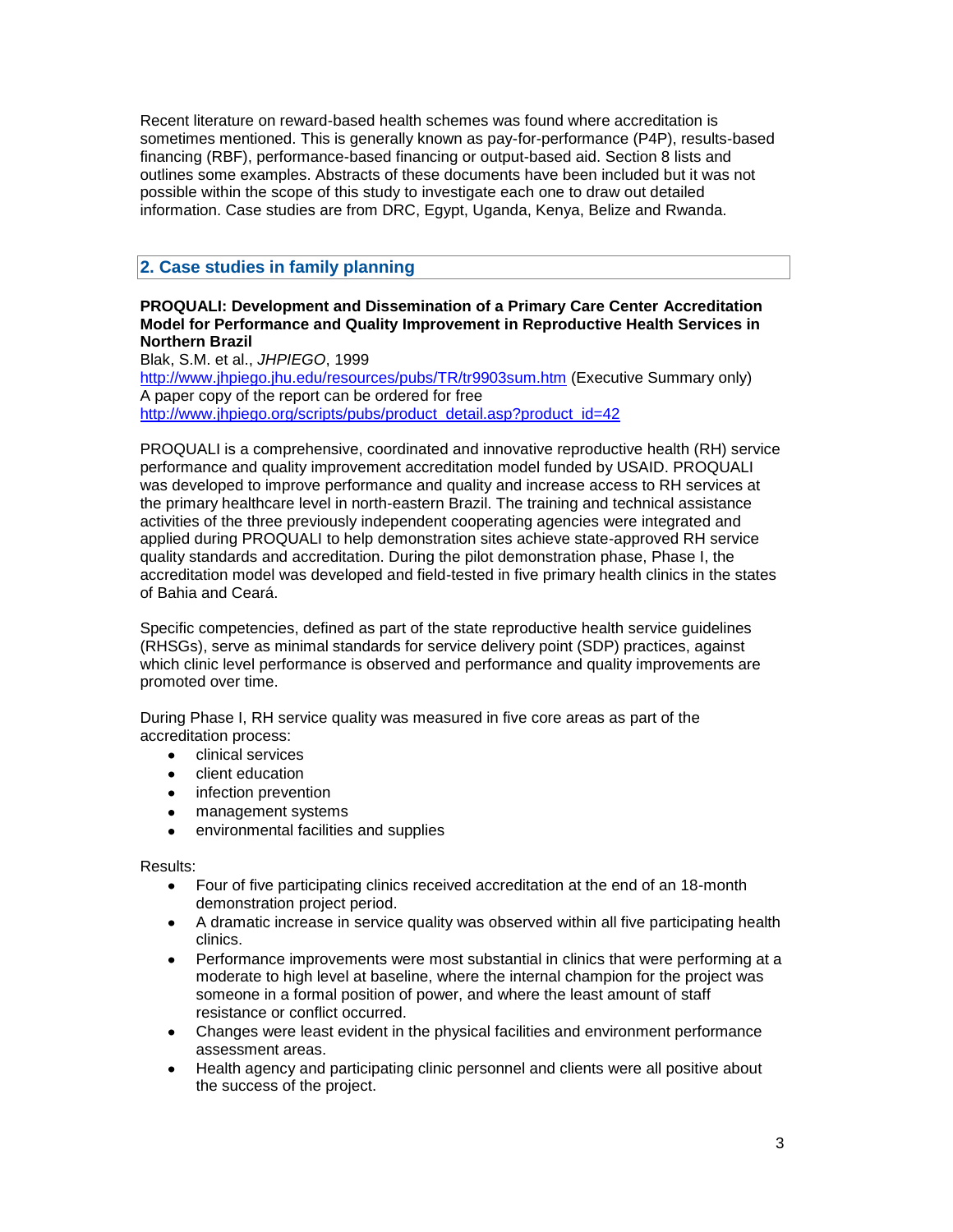Recent literature on reward-based health schemes was found where accreditation is sometimes mentioned. This is generally known as pay-for-performance (P4P), results-based financing (RBF), performance-based financing or output-based aid. Section 8 lists and outlines some examples. Abstracts of these documents have been included but it was not possible within the scope of this study to investigate each one to draw out detailed information. Case studies are from DRC, Egypt, Uganda, Kenya, Belize and Rwanda.

## 2. Case studies in family planning

**PROQUALI: Development and Dissemination of a Primary Care Center Accreditation Model for Performance and Quality Improvement in Reproductive Health Services in Northern Brazil**

Blak, S.M. et al., *JHPIEGO*, 1999

http://www.jhpiego.jhu.edu/resources/pubs/TR/tr9903sum.htm (Executive Summary only)

A paper copy of the report can be ordered for free

http://www.jhpiego.org/scripts/pubs/product_detail.asp?product_id=42

PROQUALI is a comprehensive, coordinated and innovative reproductive health (RH) service performance and quality improvement accreditation model funded by USAID. PROQUALI was developed to improve performance and quality and increase access to RH services at the primary healthcare level in north-eastern Brazil. The training and technical assistance activities of the three previously independent cooperating agencies were integrated and applied during PROQUALI to help demonstration sites achieve state-approved RH service quality standards and accreditation. During the pilot demonstration phase, Phase I, the accreditation model was developed and field-tested in five primary health clinics in the states of Bahia and Ceará.

Specific competencies, defined as part of the state reproductive health service guidelines (RHSGs), serve as minimal standards for service delivery point (SDP) practices, against which clinic level performance is observed and performance and quality improvements are promoted over time.

During Phase I, RH service quality was measured in five core areas as part of the accreditation process:

- clinical services
- client education
- infection prevention
- management systems
- environmental facilities and supplies

Results:

- Four of five participating clinics received accreditation at the end of an 18-month demonstration project period.
- A dramatic increase in service quality was observed within all five participating health clinics.
- Performance improvements were most substantial in clinics that were performing at a moderate to high level at baseline, where the internal champion for the project was someone in a formal position of power, and where the least amount of staff resistance or conflict occurred.
- Changes were least evident in the physical facilities and environment performance assessment areas.
- Health agency and participating clinic personnel and clients were all positive about the success of the project.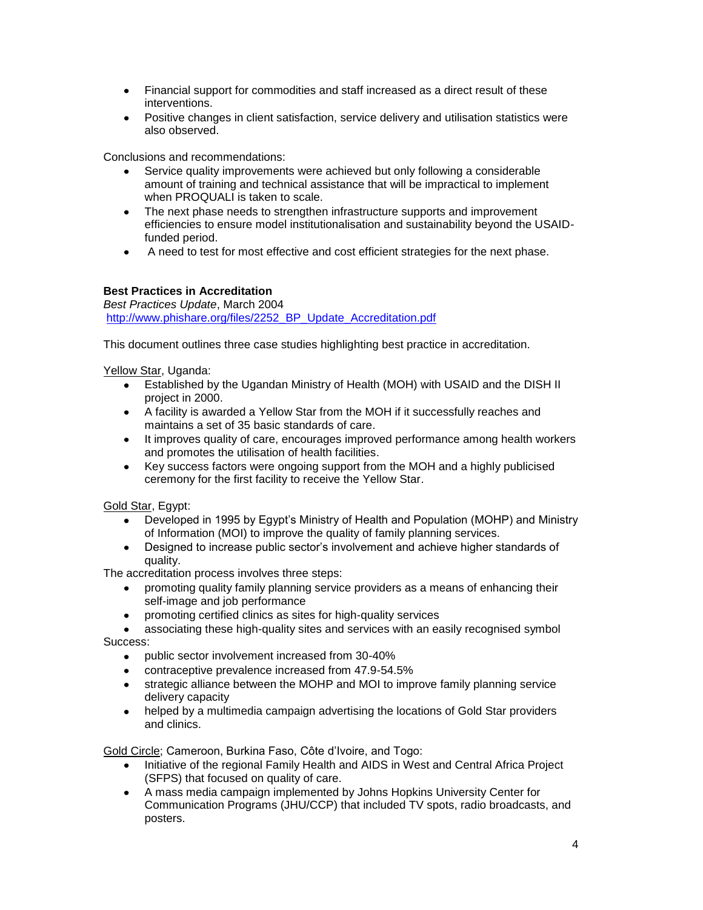- Financial support for commodities and staff increased as a direct result of these interventions.
- Positive changes in client satisfaction, service delivery and utilisation statistics were also observed.

Conclusions and recommendations:

- Service quality improvements were achieved but only following a considerable amount of training and technical assistance that will be impractical to implement when PROQUALI is taken to scale.
- The next phase needs to strengthen infrastructure supports and improvement efficiencies to ensure model institutionalisation and sustainability beyond the USAID-funded period.
- A need to test for most effective and cost efficient strategies for the next phase.

**Best Practices in Accreditation**
*Best Practices Update*, March 2004
http://www.phishare.org/files/2252_BP_Update_Accreditation.pdf

This document outlines three case studies highlighting best practice in accreditation.

Yellow Star, Uganda:

- Established by the Ugandan Ministry of Health (MOH) with USAID and the DISH II project in 2000.
- A facility is awarded a Yellow Star from the MOH if it successfully reaches and maintains a set of 35 basic standards of care.
- It improves quality of care, encourages improved performance among health workers and promotes the utilisation of health facilities.
- Key success factors were ongoing support from the MOH and a highly publicised ceremony for the first facility to receive the Yellow Star.

Gold Star, Egypt:

- Developed in 1995 by Egypt's Ministry of Health and Population (MOHP) and Ministry of Information (MOI) to improve the quality of family planning services.
- Designed to increase public sector's involvement and achieve higher standards of quality.

The accreditation process involves three steps:

- promoting quality family planning service providers as a means of enhancing their self-image and job performance
- promoting certified clinics as sites for high-quality services
- associating these high-quality sites and services with an easily recognised symbol

Success:

- public sector involvement increased from 30-40%
- contraceptive prevalence increased from 47.9-54.5%
- strategic alliance between the MOHP and MOI to improve family planning service delivery capacity
- helped by a multimedia campaign advertising the locations of Gold Star providers and clinics.

Gold Circle; Cameroon, Burkina Faso, Côte d'Ivoire, and Togo:

- Initiative of the regional Family Health and AIDS in West and Central Africa Project (SFPS) that focused on quality of care.
- A mass media campaign implemented by Johns Hopkins University Center for Communication Programs (JHU/CCP) that included TV spots, radio broadcasts, and posters.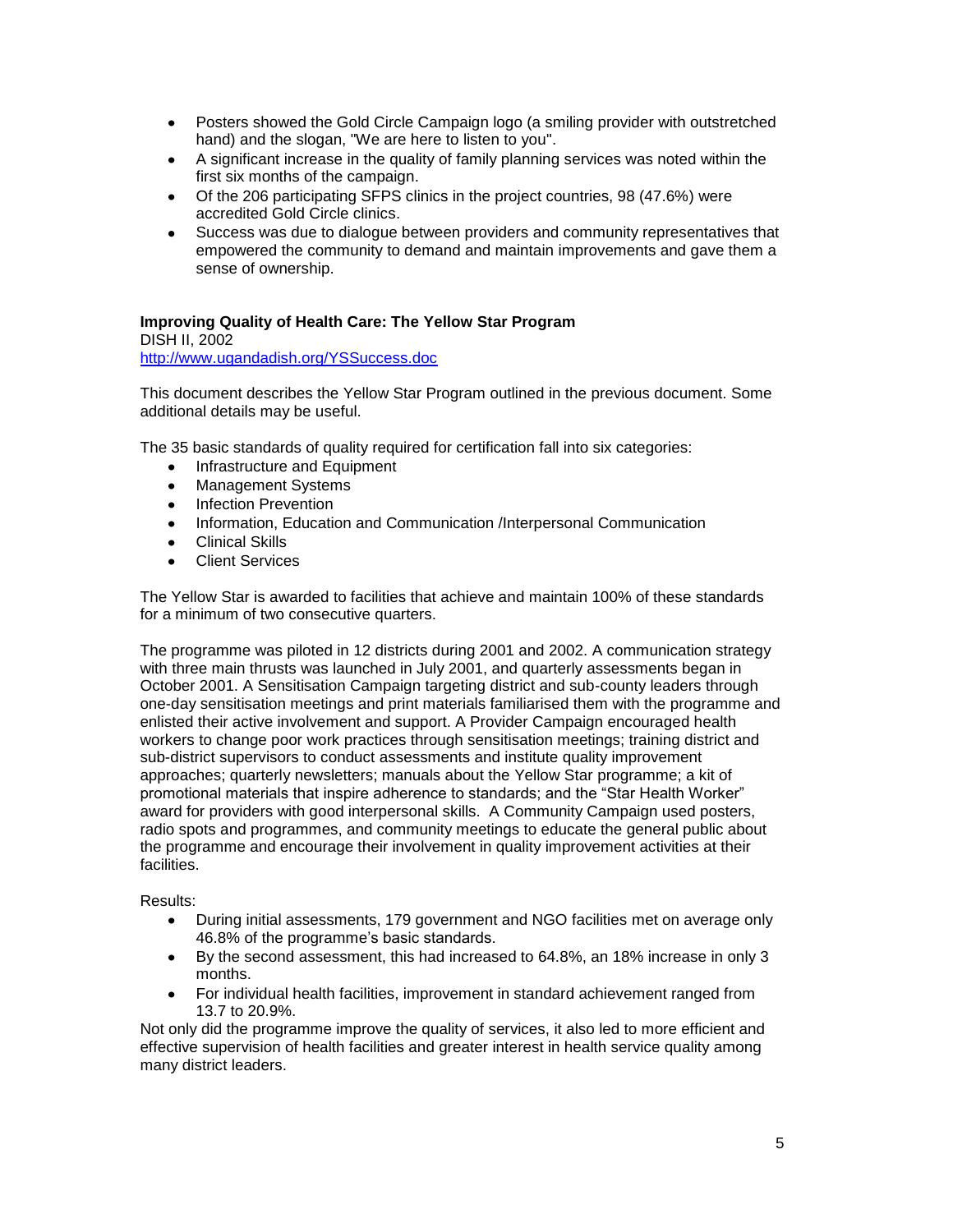- Posters showed the Gold Circle Campaign logo (a smiling provider with outstretched hand) and the slogan, "We are here to listen to you".
- A significant increase in the quality of family planning services was noted within the first six months of the campaign.
- Of the 206 participating SFPS clinics in the project countries, 98 (47.6%) were accredited Gold Circle clinics.
- Success was due to dialogue between providers and community representatives that empowered the community to demand and maintain improvements and gave them a sense of ownership.

**Improving Quality of Health Care: The Yellow Star Program**
DISH II, 2002
http://www.ugandadish.org/YSSuccess.doc

This document describes the Yellow Star Program outlined in the previous document. Some additional details may be useful.

The 35 basic standards of quality required for certification fall into six categories:

- Infrastructure and Equipment
- Management Systems
- Infection Prevention
- Information, Education and Communication /Interpersonal Communication
- Clinical Skills
- Client Services

The Yellow Star is awarded to facilities that achieve and maintain 100% of these standards for a minimum of two consecutive quarters.

The programme was piloted in 12 districts during 2001 and 2002. A communication strategy with three main thrusts was launched in July 2001, and quarterly assessments began in October 2001. A Sensitisation Campaign targeting district and sub-county leaders through one-day sensitisation meetings and print materials familiarised them with the programme and enlisted their active involvement and support. A Provider Campaign encouraged health workers to change poor work practices through sensitisation meetings; training district and sub-district supervisors to conduct assessments and institute quality improvement approaches; quarterly newsletters; manuals about the Yellow Star programme; a kit of promotional materials that inspire adherence to standards; and the "Star Health Worker" award for providers with good interpersonal skills. A Community Campaign used posters, radio spots and programmes, and community meetings to educate the general public about the programme and encourage their involvement in quality improvement activities at their facilities.

Results:

- During initial assessments, 179 government and NGO facilities met on average only 46.8% of the programme's basic standards.
- By the second assessment, this had increased to 64.8%, an 18% increase in only 3 months.
- For individual health facilities, improvement in standard achievement ranged from 13.7 to 20.9%.

Not only did the programme improve the quality of services, it also led to more efficient and effective supervision of health facilities and greater interest in health service quality among many district leaders.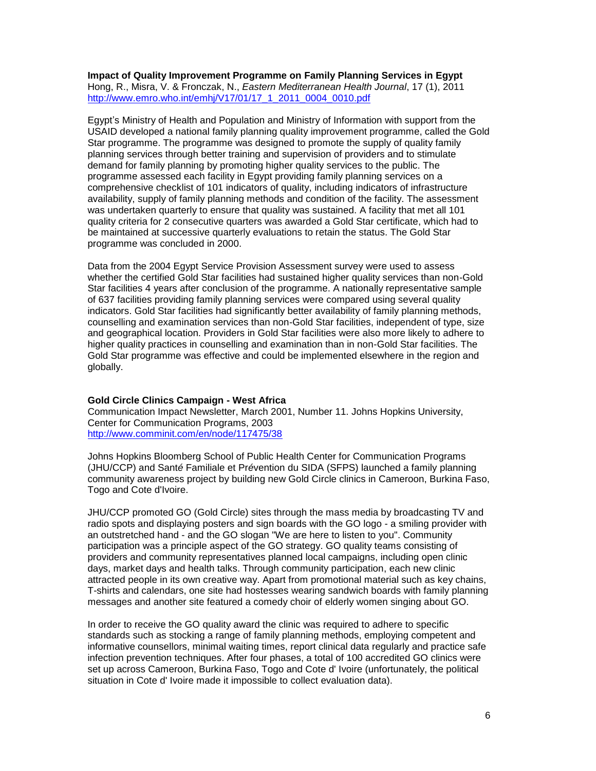**Impact of Quality Improvement Programme on Family Planning Services in Egypt**
Hong, R., Misra, V. & Fronczak, N., *Eastern Mediterranean Health Journal*, 17 (1), 2011
http://www.emro.who.int/emhj/V17/01/17_1_2011_0004_0010.pdf

Egypt's Ministry of Health and Population and Ministry of Information with support from the USAID developed a national family planning quality improvement programme, called the Gold Star programme. The programme was designed to promote the supply of quality family planning services through better training and supervision of providers and to stimulate demand for family planning by promoting higher quality services to the public. The programme assessed each facility in Egypt providing family planning services on a comprehensive checklist of 101 indicators of quality, including indicators of infrastructure availability, supply of family planning methods and condition of the facility. The assessment was undertaken quarterly to ensure that quality was sustained. A facility that met all 101 quality criteria for 2 consecutive quarters was awarded a Gold Star certificate, which had to be maintained at successive quarterly evaluations to retain the status. The Gold Star programme was concluded in 2000.

Data from the 2004 Egypt Service Provision Assessment survey were used to assess whether the certified Gold Star facilities had sustained higher quality services than non-Gold Star facilities 4 years after conclusion of the programme. A nationally representative sample of 637 facilities providing family planning services were compared using several quality indicators. Gold Star facilities had significantly better availability of family planning methods, counselling and examination services than non-Gold Star facilities, independent of type, size and geographical location. Providers in Gold Star facilities were also more likely to adhere to higher quality practices in counselling and examination than in non-Gold Star facilities. The Gold Star programme was effective and could be implemented elsewhere in the region and globally.

**Gold Circle Clinics Campaign - West Africa**
Communication Impact Newsletter, March 2001, Number 11. Johns Hopkins University, Center for Communication Programs, 2003
http://www.comminit.com/en/node/117475/38

Johns Hopkins Bloomberg School of Public Health Center for Communication Programs (JHU/CCP) and Santé Familiale et Prévention du SIDA (SFPS) launched a family planning community awareness project by building new Gold Circle clinics in Cameroon, Burkina Faso, Togo and Cote d'Ivoire.

JHU/CCP promoted GO (Gold Circle) sites through the mass media by broadcasting TV and radio spots and displaying posters and sign boards with the GO logo - a smiling provider with an outstretched hand - and the GO slogan "We are here to listen to you". Community participation was a principle aspect of the GO strategy. GO quality teams consisting of providers and community representatives planned local campaigns, including open clinic days, market days and health talks. Through community participation, each new clinic attracted people in its own creative way. Apart from promotional material such as key chains, T-shirts and calendars, one site had hostesses wearing sandwich boards with family planning messages and another site featured a comedy choir of elderly women singing about GO.

In order to receive the GO quality award the clinic was required to adhere to specific standards such as stocking a range of family planning methods, employing competent and informative counsellors, minimal waiting times, report clinical data regularly and practice safe infection prevention techniques. After four phases, a total of 100 accredited GO clinics were set up across Cameroon, Burkina Faso, Togo and Cote d' Ivoire (unfortunately, the political situation in Cote d' Ivoire made it impossible to collect evaluation data).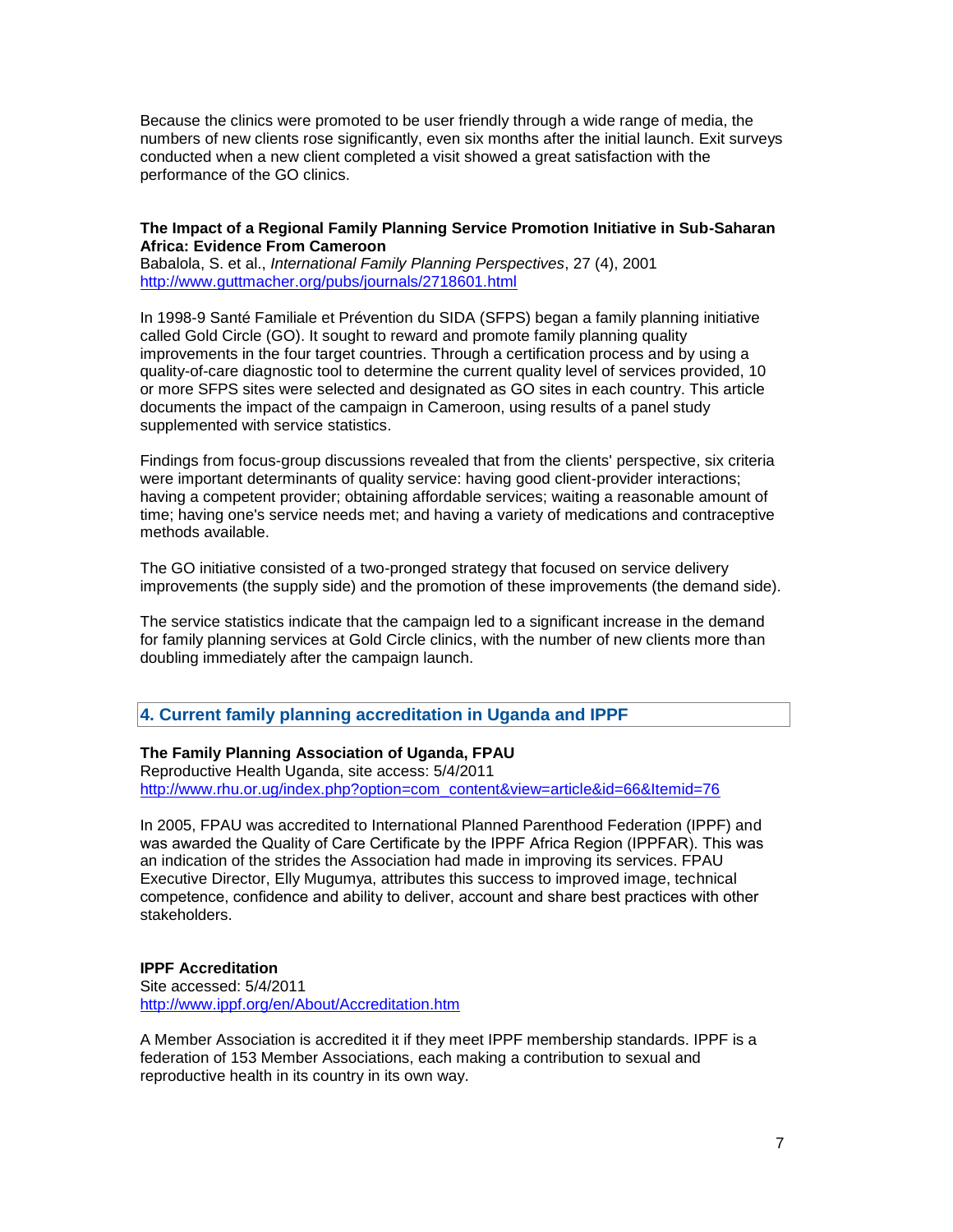Because the clinics were promoted to be user friendly through a wide range of media, the numbers of new clients rose significantly, even six months after the initial launch. Exit surveys conducted when a new client completed a visit showed a great satisfaction with the performance of the GO clinics.

**The Impact of a Regional Family Planning Service Promotion Initiative in Sub-Saharan Africa: Evidence From Cameroon**
Babalola, S. et al., *International Family Planning Perspectives*, 27 (4), 2001
http://www.guttmacher.org/pubs/journals/2718601.html

In 1998-9 Santé Familiale et Prévention du SIDA (SFPS) began a family planning initiative called Gold Circle (GO). It sought to reward and promote family planning quality improvements in the four target countries. Through a certification process and by using a quality-of-care diagnostic tool to determine the current quality level of services provided, 10 or more SFPS sites were selected and designated as GO sites in each country. This article documents the impact of the campaign in Cameroon, using results of a panel study supplemented with service statistics.

Findings from focus-group discussions revealed that from the clients' perspective, six criteria were important determinants of quality service: having good client-provider interactions; having a competent provider; obtaining affordable services; waiting a reasonable amount of time; having one's service needs met; and having a variety of medications and contraceptive methods available.

The GO initiative consisted of a two-pronged strategy that focused on service delivery improvements (the supply side) and the promotion of these improvements (the demand side).

The service statistics indicate that the campaign led to a significant increase in the demand for family planning services at Gold Circle clinics, with the number of new clients more than doubling immediately after the campaign launch.

## 4. Current family planning accreditation in Uganda and IPPF

**The Family Planning Association of Uganda, FPAU**
Reproductive Health Uganda, site access: 5/4/2011
http://www.rhu.or.ug/index.php?option=com_content&view=article&id=66&Itemid=76

In 2005, FPAU was accredited to International Planned Parenthood Federation (IPPF) and was awarded the Quality of Care Certificate by the IPPF Africa Region (IPPFAR). This was an indication of the strides the Association had made in improving its services. FPAU Executive Director, Elly Mugumya, attributes this success to improved image, technical competence, confidence and ability to deliver, account and share best practices with other stakeholders.

**IPPF Accreditation**
Site accessed: 5/4/2011
http://www.ippf.org/en/About/Accreditation.htm

A Member Association is accredited it if they meet IPPF membership standards. IPPF is a federation of 153 Member Associations, each making a contribution to sexual and reproductive health in its country in its own way.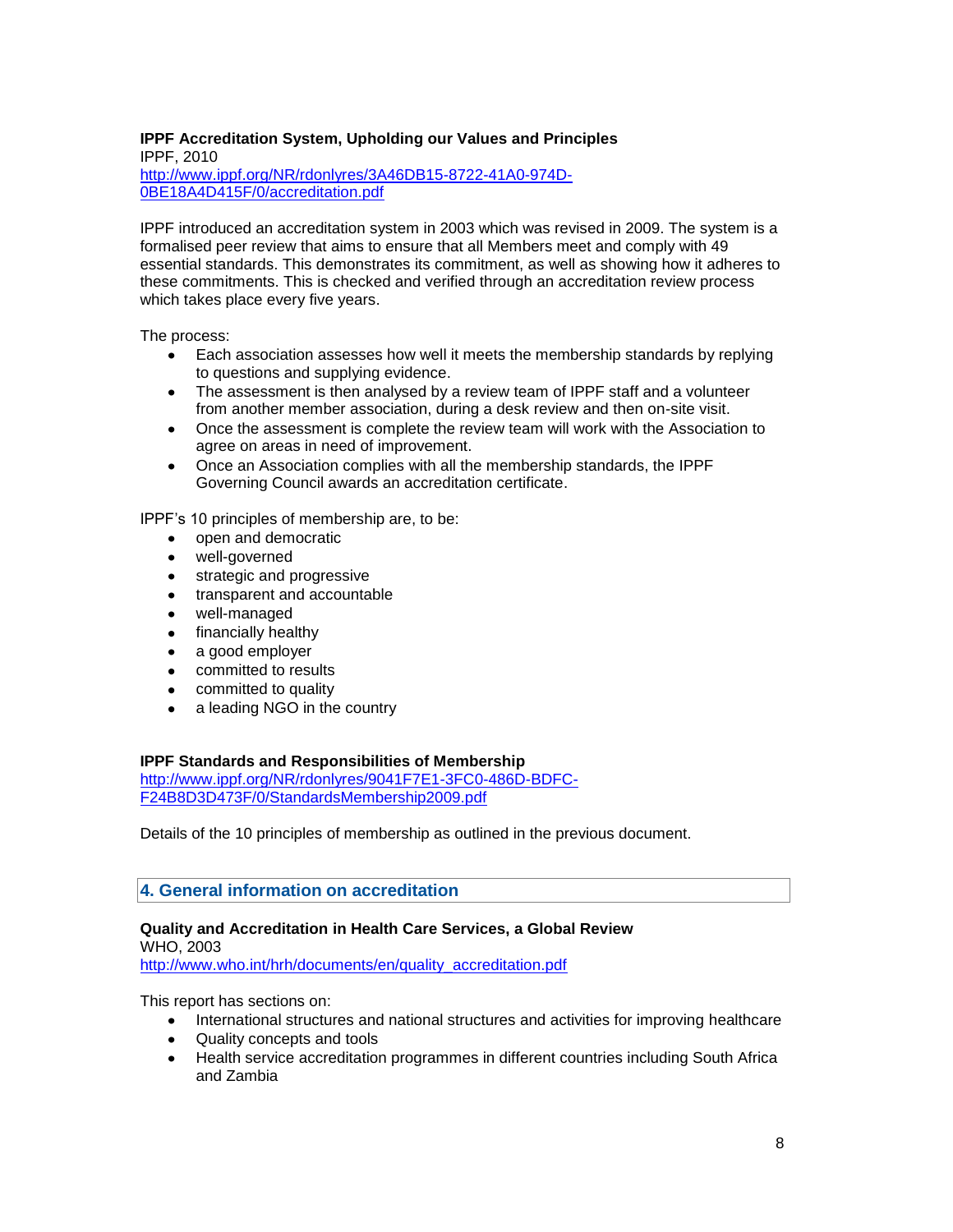**IPPF Accreditation System, Upholding our Values and Principles**
IPPF, 2010
http://www.ippf.org/NR/rdonlyres/3A46DB15-8722-41A0-974D-0BE18A4D415F/0/accreditation.pdf

IPPF introduced an accreditation system in 2003 which was revised in 2009. The system is a formalised peer review that aims to ensure that all Members meet and comply with 49 essential standards. This demonstrates its commitment, as well as showing how it adheres to these commitments. This is checked and verified through an accreditation review process which takes place every five years.

The process:

- Each association assesses how well it meets the membership standards by replying to questions and supplying evidence.
- The assessment is then analysed by a review team of IPPF staff and a volunteer from another member association, during a desk review and then on-site visit.
- Once the assessment is complete the review team will work with the Association to agree on areas in need of improvement.
- Once an Association complies with all the membership standards, the IPPF Governing Council awards an accreditation certificate.

IPPF's 10 principles of membership are, to be:

- open and democratic
- well-governed
- strategic and progressive
- transparent and accountable
- well-managed
- financially healthy
- a good employer
- committed to results
- committed to quality
- a leading NGO in the country

**IPPF Standards and Responsibilities of Membership**
http://www.ippf.org/NR/rdonlyres/9041F7E1-3FC0-486D-BDFC-F24B8D3D473F/0/StandardsMembership2009.pdf

Details of the 10 principles of membership as outlined in the previous document.

## 4. General information on accreditation

**Quality and Accreditation in Health Care Services, a Global Review**
WHO, 2003
http://www.who.int/hrh/documents/en/quality_accreditation.pdf

This report has sections on:

- International structures and national structures and activities for improving healthcare
- Quality concepts and tools
- Health service accreditation programmes in different countries including South Africa and Zambia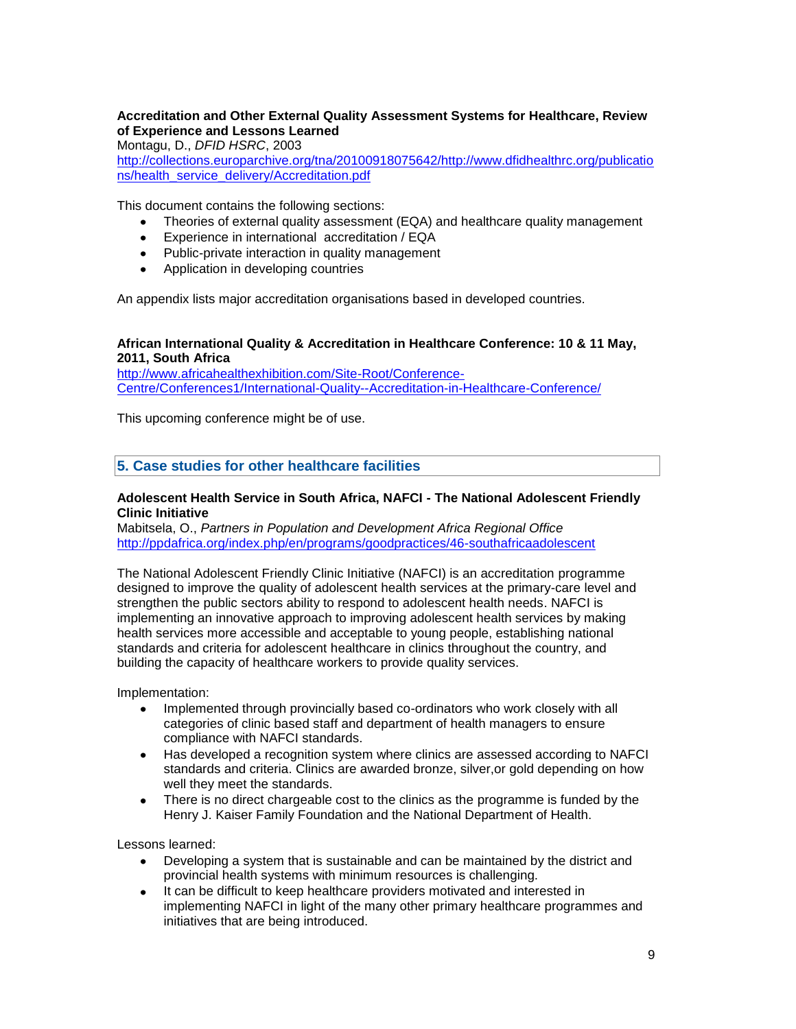**Accreditation and Other External Quality Assessment Systems for Healthcare, Review of Experience and Lessons Learned**
Montagu, D., *DFID HSRC*, 2003
http://collections.europarchive.org/tna/20100918075642/http://www.dfidhealthrc.org/publications/health_service_delivery/Accreditation.pdf

This document contains the following sections:

- Theories of external quality assessment (EQA) and healthcare quality management
- Experience in international accreditation / EQA
- Public-private interaction in quality management
- Application in developing countries

An appendix lists major accreditation organisations based in developed countries.

**African International Quality & Accreditation in Healthcare Conference: 10 & 11 May, 2011, South Africa**
http://www.africahealthexhibition.com/Site-Root/Conference-Centre/Conferences1/International-Quality--Accreditation-in-Healthcare-Conference/

This upcoming conference might be of use.

## 5. Case studies for other healthcare facilities

**Adolescent Health Service in South Africa, NAFCI - The National Adolescent Friendly Clinic Initiative**
Mabitsela, O., *Partners in Population and Development Africa Regional Office*
http://ppdafrica.org/index.php/en/programs/goodpractices/46-southafricaadolescent

The National Adolescent Friendly Clinic Initiative (NAFCI) is an accreditation programme designed to improve the quality of adolescent health services at the primary-care level and strengthen the public sectors ability to respond to adolescent health needs. NAFCI is implementing an innovative approach to improving adolescent health services by making health services more accessible and acceptable to young people, establishing national standards and criteria for adolescent healthcare in clinics throughout the country, and building the capacity of healthcare workers to provide quality services.

Implementation:

- Implemented through provincially based co-ordinators who work closely with all categories of clinic based staff and department of health managers to ensure compliance with NAFCI standards.
- Has developed a recognition system where clinics are assessed according to NAFCI standards and criteria. Clinics are awarded bronze, silver,or gold depending on how well they meet the standards.
- There is no direct chargeable cost to the clinics as the programme is funded by the Henry J. Kaiser Family Foundation and the National Department of Health.

Lessons learned:

- Developing a system that is sustainable and can be maintained by the district and provincial health systems with minimum resources is challenging.
- It can be difficult to keep healthcare providers motivated and interested in implementing NAFCI in light of the many other primary healthcare programmes and initiatives that are being introduced.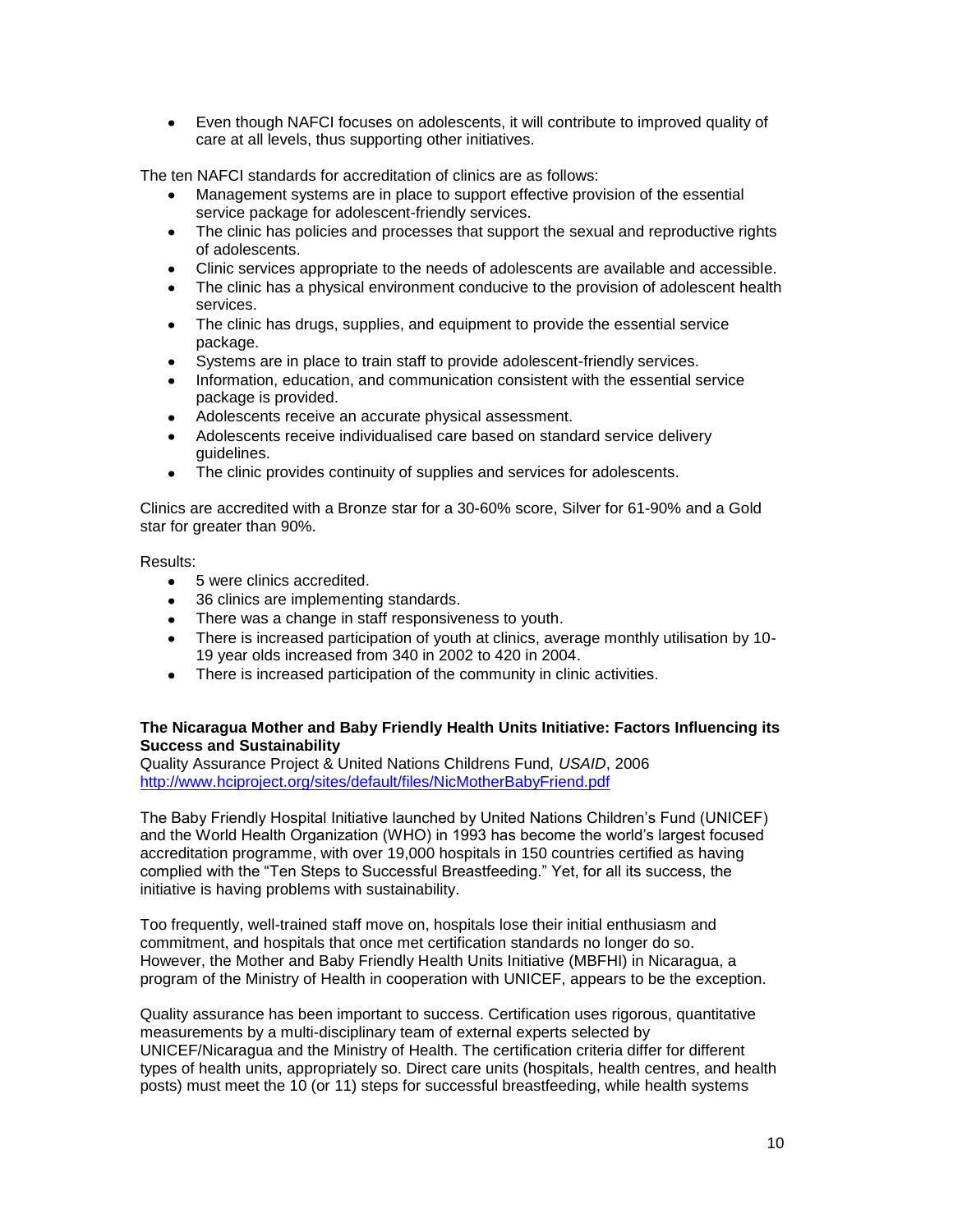- Even though NAFCI focuses on adolescents, it will contribute to improved quality of care at all levels, thus supporting other initiatives.

The ten NAFCI standards for accreditation of clinics are as follows:

- Management systems are in place to support effective provision of the essential service package for adolescent-friendly services.
- The clinic has policies and processes that support the sexual and reproductive rights of adolescents.
- Clinic services appropriate to the needs of adolescents are available and accessible.
- The clinic has a physical environment conducive to the provision of adolescent health services.
- The clinic has drugs, supplies, and equipment to provide the essential service package.
- Systems are in place to train staff to provide adolescent-friendly services.
- Information, education, and communication consistent with the essential service package is provided.
- Adolescents receive an accurate physical assessment.
- Adolescents receive individualised care based on standard service delivery guidelines.
- The clinic provides continuity of supplies and services for adolescents.

Clinics are accredited with a Bronze star for a 30-60% score, Silver for 61-90% and a Gold star for greater than 90%.

Results:

- 5 were clinics accredited.
- 36 clinics are implementing standards.
- There was a change in staff responsiveness to youth.
- There is increased participation of youth at clinics, average monthly utilisation by 10-19 year olds increased from 340 in 2002 to 420 in 2004.
- There is increased participation of the community in clinic activities.

**The Nicaragua Mother and Baby Friendly Health Units Initiative: Factors Influencing its Success and Sustainability**
Quality Assurance Project & United Nations Childrens Fund, *USAID*, 2006
http://www.hciproject.org/sites/default/files/NicMotherBabyFriend.pdf

The Baby Friendly Hospital Initiative launched by United Nations Children's Fund (UNICEF) and the World Health Organization (WHO) in 1993 has become the world's largest focused accreditation programme, with over 19,000 hospitals in 150 countries certified as having complied with the "Ten Steps to Successful Breastfeeding." Yet, for all its success, the initiative is having problems with sustainability.

Too frequently, well-trained staff move on, hospitals lose their initial enthusiasm and commitment, and hospitals that once met certification standards no longer do so. However, the Mother and Baby Friendly Health Units Initiative (MBFHI) in Nicaragua, a program of the Ministry of Health in cooperation with UNICEF, appears to be the exception.

Quality assurance has been important to success. Certification uses rigorous, quantitative measurements by a multi-disciplinary team of external experts selected by UNICEF/Nicaragua and the Ministry of Health. The certification criteria differ for different types of health units, appropriately so. Direct care units (hospitals, health centres, and health posts) must meet the 10 (or 11) steps for successful breastfeeding, while health systems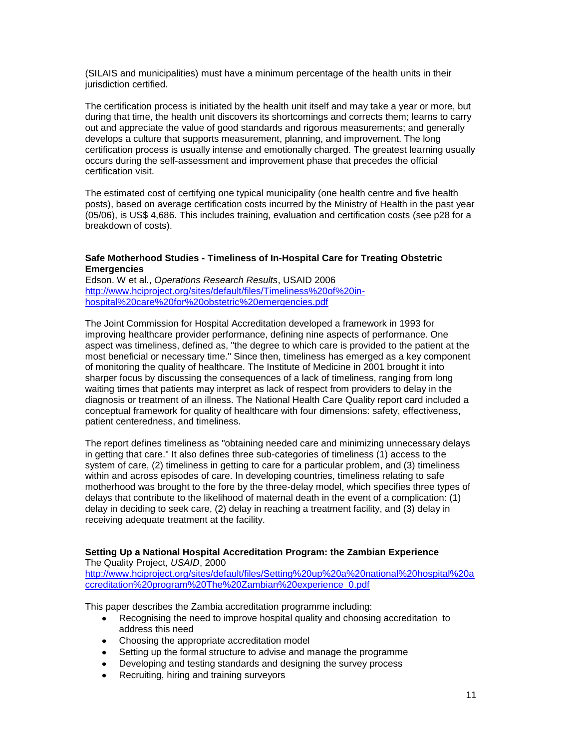(SILAIS and municipalities) must have a minimum percentage of the health units in their jurisdiction certified.

The certification process is initiated by the health unit itself and may take a year or more, but during that time, the health unit discovers its shortcomings and corrects them; learns to carry out and appreciate the value of good standards and rigorous measurements; and generally develops a culture that supports measurement, planning, and improvement. The long certification process is usually intense and emotionally charged. The greatest learning usually occurs during the self-assessment and improvement phase that precedes the official certification visit.

The estimated cost of certifying one typical municipality (one health centre and five health posts), based on average certification costs incurred by the Ministry of Health in the past year (05/06), is US$ 4,686. This includes training, evaluation and certification costs (see p28 for a breakdown of costs).

**Safe Motherhood Studies - Timeliness of In-Hospital Care for Treating Obstetric Emergencies**
Edson. W et al., *Operations Research Results*, USAID 2006
http://www.hciproject.org/sites/default/files/Timeliness%20of%20in-hospital%20care%20for%20obstetric%20emergencies.pdf

The Joint Commission for Hospital Accreditation developed a framework in 1993 for improving healthcare provider performance, defining nine aspects of performance. One aspect was timeliness, defined as, "the degree to which care is provided to the patient at the most beneficial or necessary time." Since then, timeliness has emerged as a key component of monitoring the quality of healthcare. The Institute of Medicine in 2001 brought it into sharper focus by discussing the consequences of a lack of timeliness, ranging from long waiting times that patients may interpret as lack of respect from providers to delay in the diagnosis or treatment of an illness. The National Health Care Quality report card included a conceptual framework for quality of healthcare with four dimensions: safety, effectiveness, patient centeredness, and timeliness.

The report defines timeliness as "obtaining needed care and minimizing unnecessary delays in getting that care." It also defines three sub-categories of timeliness (1) access to the system of care, (2) timeliness in getting to care for a particular problem, and (3) timeliness within and across episodes of care. In developing countries, timeliness relating to safe motherhood was brought to the fore by the three-delay model, which specifies three types of delays that contribute to the likelihood of maternal death in the event of a complication: (1) delay in deciding to seek care, (2) delay in reaching a treatment facility, and (3) delay in receiving adequate treatment at the facility.

**Setting Up a National Hospital Accreditation Program: the Zambian Experience**
The Quality Project, *USAID*, 2000
http://www.hciproject.org/sites/default/files/Setting%20up%20a%20national%20hospital%20accreditation%20program%20The%20Zambian%20experience_0.pdf

This paper describes the Zambia accreditation programme including:

- Recognising the need to improve hospital quality and choosing accreditation to address this need
- Choosing the appropriate accreditation model
- Setting up the formal structure to advise and manage the programme
- Developing and testing standards and designing the survey process
- Recruiting, hiring and training surveyors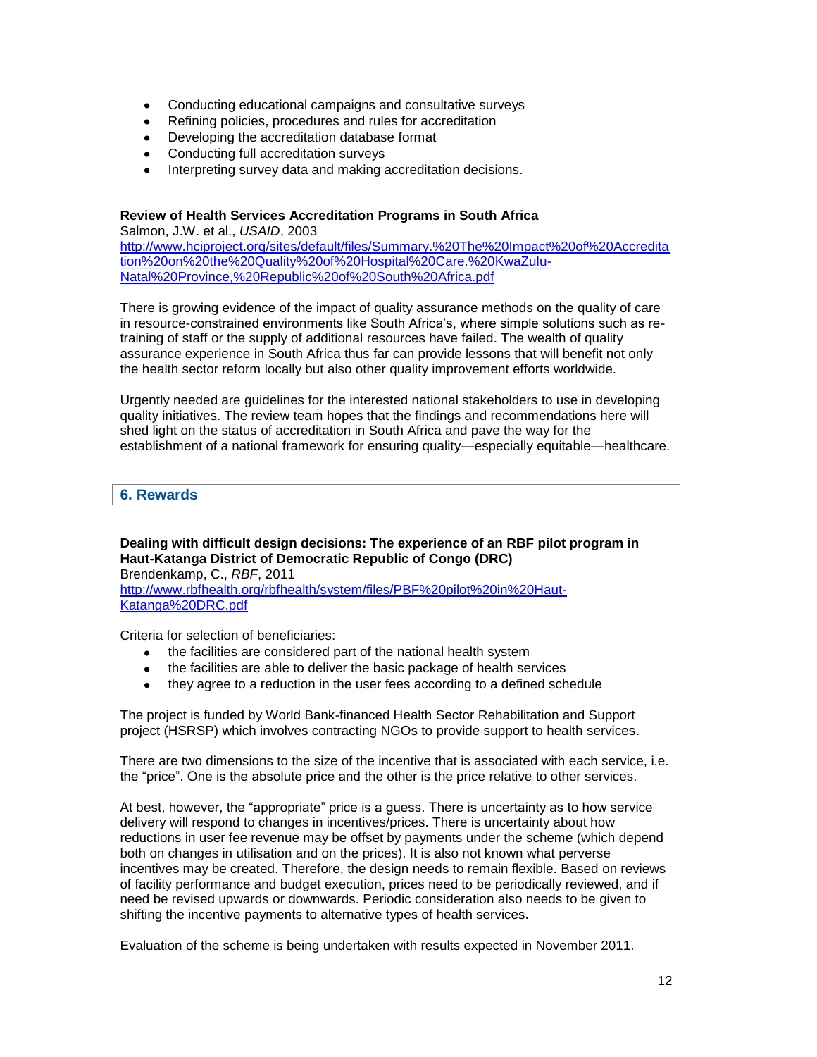- Conducting educational campaigns and consultative surveys
- Refining policies, procedures and rules for accreditation
- Developing the accreditation database format
- Conducting full accreditation surveys
- Interpreting survey data and making accreditation decisions.

**Review of Health Services Accreditation Programs in South Africa**
Salmon, J.W. et al., *USAID*, 2003
http://www.hciproject.org/sites/default/files/Summary.%20The%20Impact%20of%20Accreditation%20on%20the%20Quality%20of%20Hospital%20Care.%20KwaZulu-Natal%20Province,%20Republic%20of%20South%20Africa.pdf

There is growing evidence of the impact of quality assurance methods on the quality of care in resource-constrained environments like South Africa's, where simple solutions such as re-training of staff or the supply of additional resources have failed. The wealth of quality assurance experience in South Africa thus far can provide lessons that will benefit not only the health sector reform locally but also other quality improvement efforts worldwide.

Urgently needed are guidelines for the interested national stakeholders to use in developing quality initiatives. The review team hopes that the findings and recommendations here will shed light on the status of accreditation in South Africa and pave the way for the establishment of a national framework for ensuring quality—especially equitable—healthcare.

## 6. Rewards

**Dealing with difficult design decisions: The experience of an RBF pilot program in Haut-Katanga District of Democratic Republic of Congo (DRC)**
Brendenkamp, C., *RBF*, 2011
http://www.rbfhealth.org/rbfhealth/system/files/PBF%20pilot%20in%20Haut-Katanga%20DRC.pdf

Criteria for selection of beneficiaries:

- the facilities are considered part of the national health system
- the facilities are able to deliver the basic package of health services
- they agree to a reduction in the user fees according to a defined schedule

The project is funded by World Bank-financed Health Sector Rehabilitation and Support project (HSRSP) which involves contracting NGOs to provide support to health services.

There are two dimensions to the size of the incentive that is associated with each service, i.e. the "price". One is the absolute price and the other is the price relative to other services.

At best, however, the "appropriate" price is a guess. There is uncertainty as to how service delivery will respond to changes in incentives/prices. There is uncertainty about how reductions in user fee revenue may be offset by payments under the scheme (which depend both on changes in utilisation and on the prices). It is also not known what perverse incentives may be created. Therefore, the design needs to remain flexible. Based on reviews of facility performance and budget execution, prices need to be periodically reviewed, and if need be revised upwards or downwards. Periodic consideration also needs to be given to shifting the incentive payments to alternative types of health services.

Evaluation of the scheme is being undertaken with results expected in November 2011.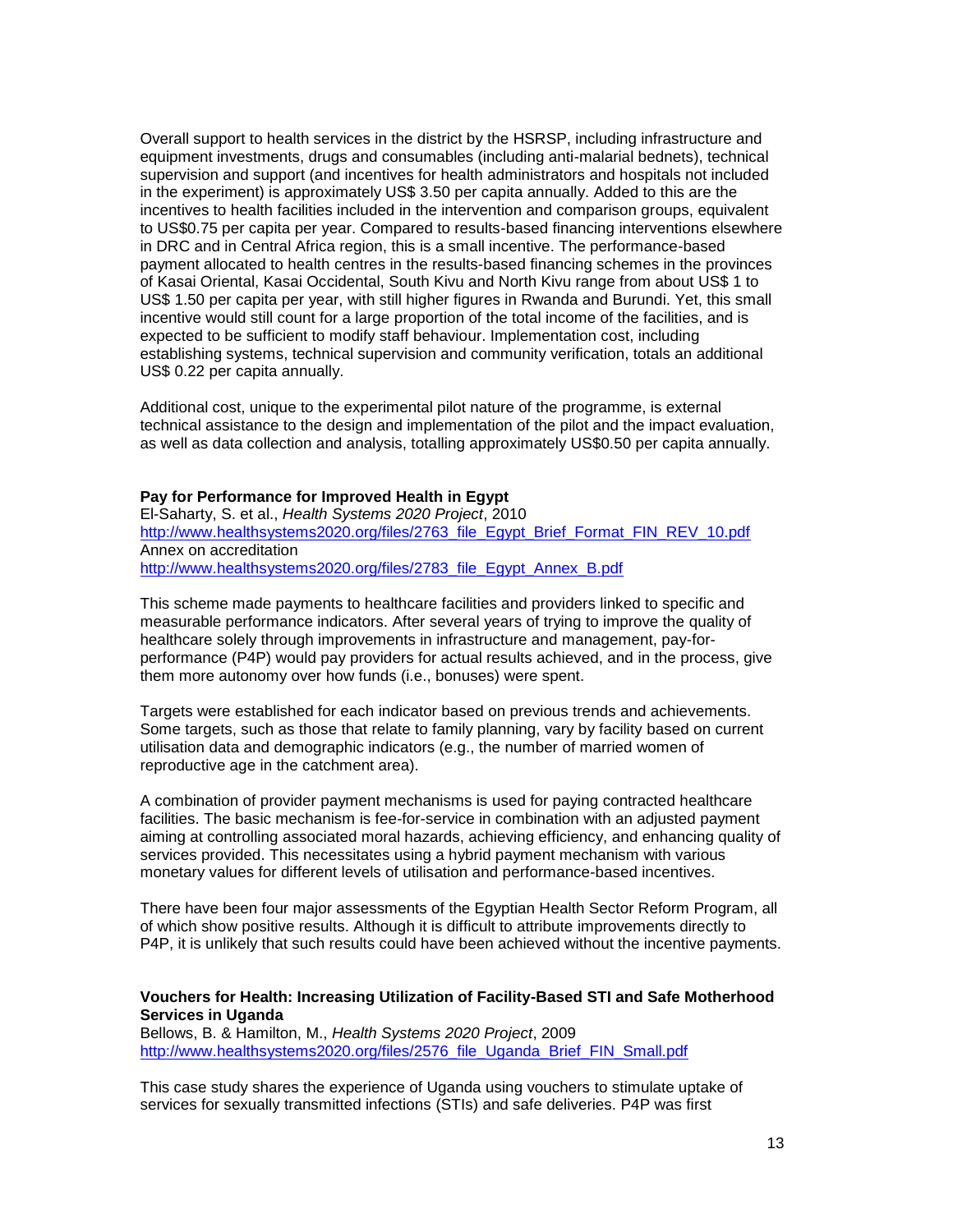Overall support to health services in the district by the HSRSP, including infrastructure and equipment investments, drugs and consumables (including anti-malarial bednets), technical supervision and support (and incentives for health administrators and hospitals not included in the experiment) is approximately US$ 3.50 per capita annually. Added to this are the incentives to health facilities included in the intervention and comparison groups, equivalent to US$0.75 per capita per year. Compared to results-based financing interventions elsewhere in DRC and in Central Africa region, this is a small incentive. The performance-based payment allocated to health centres in the results-based financing schemes in the provinces of Kasai Oriental, Kasai Occidental, South Kivu and North Kivu range from about US$ 1 to US$ 1.50 per capita per year, with still higher figures in Rwanda and Burundi. Yet, this small incentive would still count for a large proportion of the total income of the facilities, and is expected to be sufficient to modify staff behaviour. Implementation cost, including establishing systems, technical supervision and community verification, totals an additional US$ 0.22 per capita annually.

Additional cost, unique to the experimental pilot nature of the programme, is external technical assistance to the design and implementation of the pilot and the impact evaluation, as well as data collection and analysis, totalling approximately US$0.50 per capita annually.

**Pay for Performance for Improved Health in Egypt**
El-Saharty, S. et al., *Health Systems 2020 Project*, 2010
http://www.healthsystems2020.org/files/2763_file_Egypt_Brief_Format_FIN_REV_10.pdf
Annex on accreditation
http://www.healthsystems2020.org/files/2783_file_Egypt_Annex_B.pdf

This scheme made payments to healthcare facilities and providers linked to specific and measurable performance indicators. After several years of trying to improve the quality of healthcare solely through improvements in infrastructure and management, pay-for-performance (P4P) would pay providers for actual results achieved, and in the process, give them more autonomy over how funds (i.e., bonuses) were spent.

Targets were established for each indicator based on previous trends and achievements. Some targets, such as those that relate to family planning, vary by facility based on current utilisation data and demographic indicators (e.g., the number of married women of reproductive age in the catchment area).

A combination of provider payment mechanisms is used for paying contracted healthcare facilities. The basic mechanism is fee-for-service in combination with an adjusted payment aiming at controlling associated moral hazards, achieving efficiency, and enhancing quality of services provided. This necessitates using a hybrid payment mechanism with various monetary values for different levels of utilisation and performance-based incentives.

There have been four major assessments of the Egyptian Health Sector Reform Program, all of which show positive results. Although it is difficult to attribute improvements directly to P4P, it is unlikely that such results could have been achieved without the incentive payments.

**Vouchers for Health: Increasing Utilization of Facility-Based STI and Safe Motherhood Services in Uganda**
Bellows, B. & Hamilton, M., *Health Systems 2020 Project*, 2009
http://www.healthsystems2020.org/files/2576_file_Uganda_Brief_FIN_Small.pdf

This case study shares the experience of Uganda using vouchers to stimulate uptake of services for sexually transmitted infections (STIs) and safe deliveries. P4P was first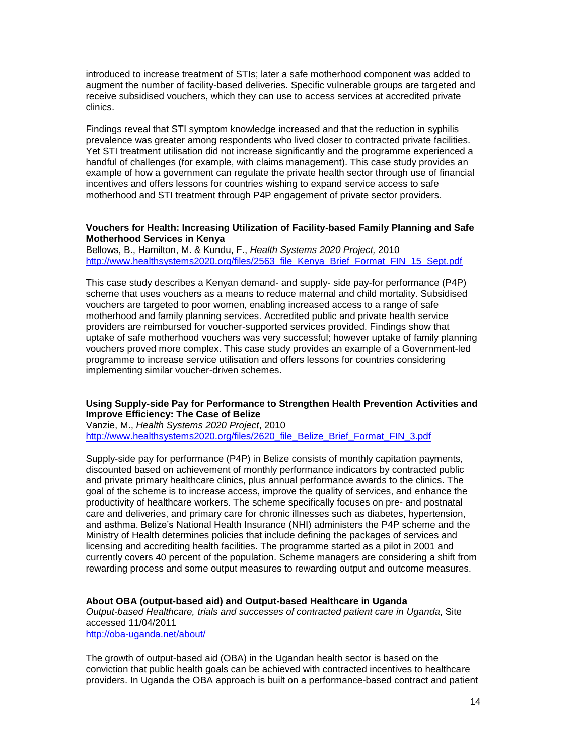introduced to increase treatment of STIs; later a safe motherhood component was added to augment the number of facility-based deliveries. Specific vulnerable groups are targeted and receive subsidised vouchers, which they can use to access services at accredited private clinics.

Findings reveal that STI symptom knowledge increased and that the reduction in syphilis prevalence was greater among respondents who lived closer to contracted private facilities. Yet STI treatment utilisation did not increase significantly and the programme experienced a handful of challenges (for example, with claims management). This case study provides an example of how a government can regulate the private health sector through use of financial incentives and offers lessons for countries wishing to expand service access to safe motherhood and STI treatment through P4P engagement of private sector providers.

**Vouchers for Health: Increasing Utilization of Facility-based Family Planning and Safe Motherhood Services in Kenya**
Bellows, B., Hamilton, M. & Kundu, F., *Health Systems 2020 Project,* 2010
http://www.healthsystems2020.org/files/2563_file_Kenya_Brief_Format_FIN_15_Sept.pdf

This case study describes a Kenyan demand- and supply- side pay-for performance (P4P) scheme that uses vouchers as a means to reduce maternal and child mortality. Subsidised vouchers are targeted to poor women, enabling increased access to a range of safe motherhood and family planning services. Accredited public and private health service providers are reimbursed for voucher-supported services provided. Findings show that uptake of safe motherhood vouchers was very successful; however uptake of family planning vouchers proved more complex. This case study provides an example of a Government-led programme to increase service utilisation and offers lessons for countries considering implementing similar voucher-driven schemes.

**Using Supply-side Pay for Performance to Strengthen Health Prevention Activities and Improve Efficiency: The Case of Belize**
Vanzie, M., *Health Systems 2020 Project*, 2010
http://www.healthsystems2020.org/files/2620_file_Belize_Brief_Format_FIN_3.pdf

Supply-side pay for performance (P4P) in Belize consists of monthly capitation payments, discounted based on achievement of monthly performance indicators by contracted public and private primary healthcare clinics, plus annual performance awards to the clinics. The goal of the scheme is to increase access, improve the quality of services, and enhance the productivity of healthcare workers. The scheme specifically focuses on pre- and postnatal care and deliveries, and primary care for chronic illnesses such as diabetes, hypertension, and asthma. Belize's National Health Insurance (NHI) administers the P4P scheme and the Ministry of Health determines policies that include defining the packages of services and licensing and accrediting health facilities. The programme started as a pilot in 2001 and currently covers 40 percent of the population. Scheme managers are considering a shift from rewarding process and some output measures to rewarding output and outcome measures.

**About OBA (output-based aid) and Output-based Healthcare in Uganda**
*Output-based Healthcare, trials and successes of contracted patient care in Uganda*, Site accessed 11/04/2011
http://oba-uganda.net/about/

The growth of output-based aid (OBA) in the Ugandan health sector is based on the conviction that public health goals can be achieved with contracted incentives to healthcare providers. In Uganda the OBA approach is built on a performance-based contract and patient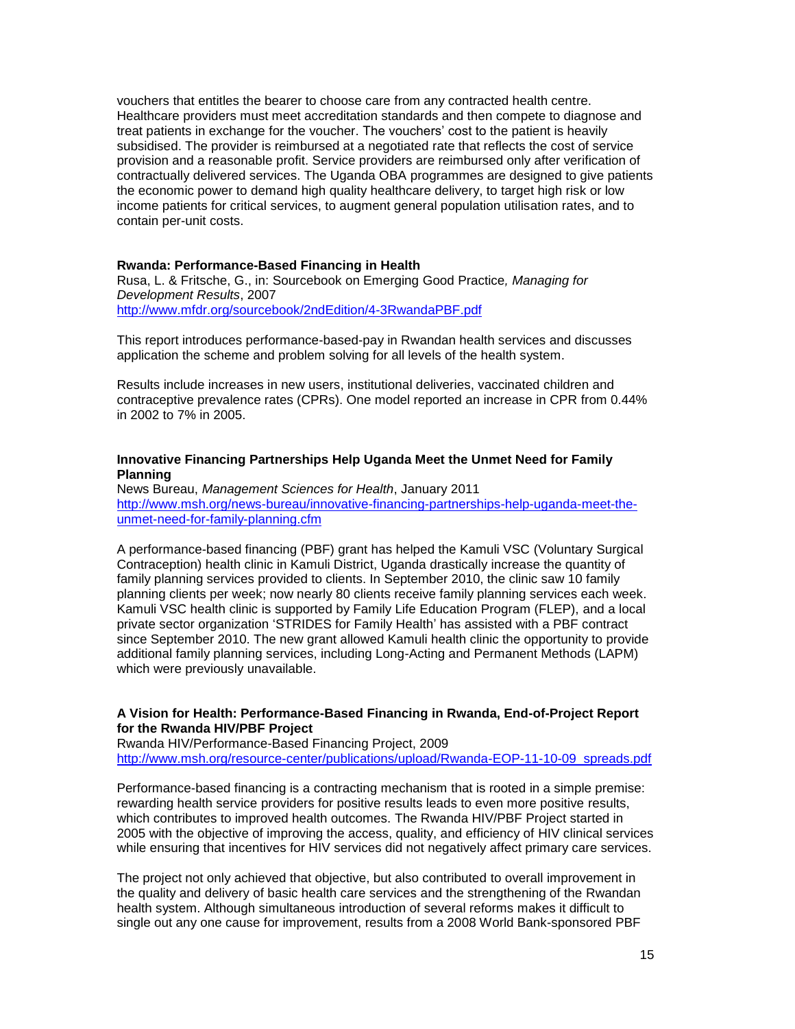vouchers that entitles the bearer to choose care from any contracted health centre. Healthcare providers must meet accreditation standards and then compete to diagnose and treat patients in exchange for the voucher. The vouchers' cost to the patient is heavily subsidised. The provider is reimbursed at a negotiated rate that reflects the cost of service provision and a reasonable profit. Service providers are reimbursed only after verification of contractually delivered services. The Uganda OBA programmes are designed to give patients the economic power to demand high quality healthcare delivery, to target high risk or low income patients for critical services, to augment general population utilisation rates, and to contain per-unit costs.

**Rwanda: Performance-Based Financing in Health**
Rusa, L. & Fritsche, G., in: Sourcebook on Emerging Good Practice*, Managing for Development Results*, 2007
http://www.mfdr.org/sourcebook/2ndEdition/4-3RwandaPBF.pdf

This report introduces performance-based-pay in Rwandan health services and discusses application the scheme and problem solving for all levels of the health system.

Results include increases in new users, institutional deliveries, vaccinated children and contraceptive prevalence rates (CPRs). One model reported an increase in CPR from 0.44% in 2002 to 7% in 2005.

**Innovative Financing Partnerships Help Uganda Meet the Unmet Need for Family Planning**
News Bureau, *Management Sciences for Health*, January 2011
http://www.msh.org/news-bureau/innovative-financing-partnerships-help-uganda-meet-the-unmet-need-for-family-planning.cfm

A performance-based financing (PBF) grant has helped the Kamuli VSC (Voluntary Surgical Contraception) health clinic in Kamuli District, Uganda drastically increase the quantity of family planning services provided to clients. In September 2010, the clinic saw 10 family planning clients per week; now nearly 80 clients receive family planning services each week. Kamuli VSC health clinic is supported by Family Life Education Program (FLEP), and a local private sector organization 'STRIDES for Family Health' has assisted with a PBF contract since September 2010. The new grant allowed Kamuli health clinic the opportunity to provide additional family planning services, including Long-Acting and Permanent Methods (LAPM) which were previously unavailable.

**A Vision for Health: Performance-Based Financing in Rwanda, End-of-Project Report for the Rwanda HIV/PBF Project**
Rwanda HIV/Performance-Based Financing Project, 2009
http://www.msh.org/resource-center/publications/upload/Rwanda-EOP-11-10-09_spreads.pdf

Performance-based financing is a contracting mechanism that is rooted in a simple premise: rewarding health service providers for positive results leads to even more positive results, which contributes to improved health outcomes. The Rwanda HIV/PBF Project started in 2005 with the objective of improving the access, quality, and efficiency of HIV clinical services while ensuring that incentives for HIV services did not negatively affect primary care services.

The project not only achieved that objective, but also contributed to overall improvement in the quality and delivery of basic health care services and the strengthening of the Rwandan health system. Although simultaneous introduction of several reforms makes it difficult to single out any one cause for improvement, results from a 2008 World Bank-sponsored PBF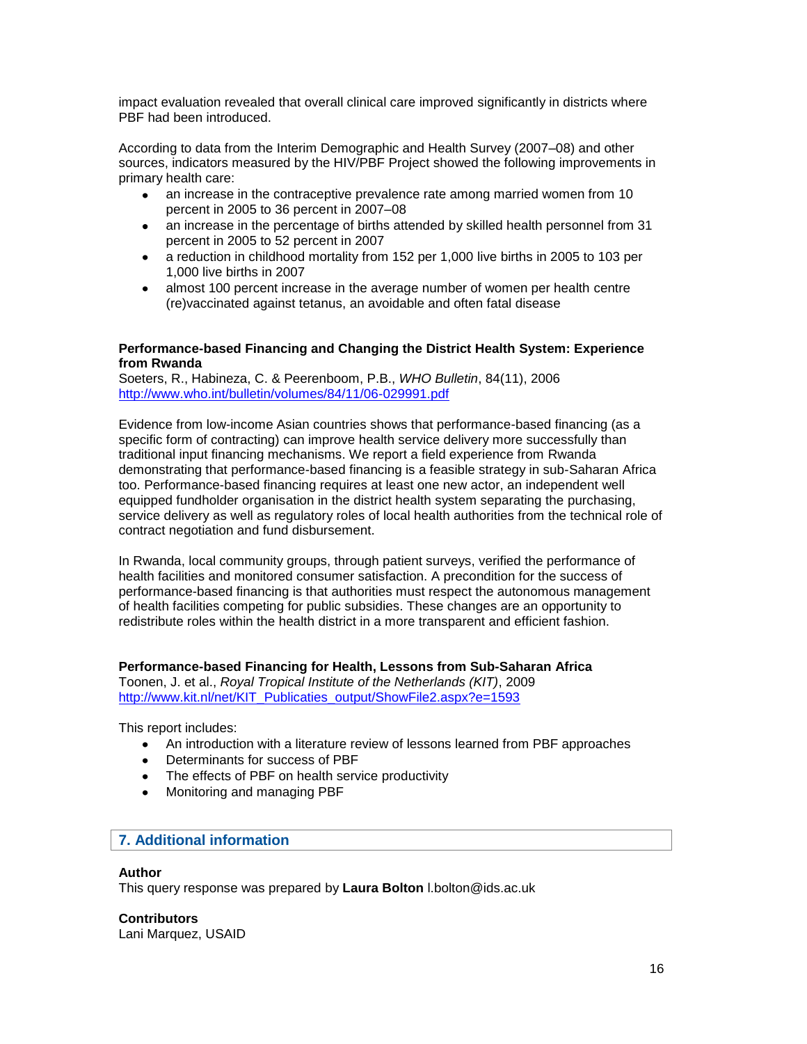impact evaluation revealed that overall clinical care improved significantly in districts where PBF had been introduced.

According to data from the Interim Demographic and Health Survey (2007–08) and other sources, indicators measured by the HIV/PBF Project showed the following improvements in primary health care:

- an increase in the contraceptive prevalence rate among married women from 10 percent in 2005 to 36 percent in 2007–08
- an increase in the percentage of births attended by skilled health personnel from 31 percent in 2005 to 52 percent in 2007
- a reduction in childhood mortality from 152 per 1,000 live births in 2005 to 103 per 1,000 live births in 2007
- almost 100 percent increase in the average number of women per health centre (re)vaccinated against tetanus, an avoidable and often fatal disease

**Performance-based Financing and Changing the District Health System: Experience from Rwanda**
Soeters, R., Habineza, C. & Peerenboom, P.B., *WHO Bulletin*, 84(11), 2006
http://www.who.int/bulletin/volumes/84/11/06-029991.pdf

Evidence from low-income Asian countries shows that performance-based financing (as a specific form of contracting) can improve health service delivery more successfully than traditional input financing mechanisms. We report a field experience from Rwanda demonstrating that performance-based financing is a feasible strategy in sub-Saharan Africa too. Performance-based financing requires at least one new actor, an independent well equipped fundholder organisation in the district health system separating the purchasing, service delivery as well as regulatory roles of local health authorities from the technical role of contract negotiation and fund disbursement.

In Rwanda, local community groups, through patient surveys, verified the performance of health facilities and monitored consumer satisfaction. A precondition for the success of performance-based financing is that authorities must respect the autonomous management of health facilities competing for public subsidies. These changes are an opportunity to redistribute roles within the health district in a more transparent and efficient fashion.

**Performance-based Financing for Health, Lessons from Sub-Saharan Africa**
Toonen, J. et al., *Royal Tropical Institute of the Netherlands (KIT)*, 2009
http://www.kit.nl/net/KIT_Publicaties_output/ShowFile2.aspx?e=1593

This report includes:

- An introduction with a literature review of lessons learned from PBF approaches
- Determinants for success of PBF
- The effects of PBF on health service productivity
- Monitoring and managing PBF

## 7. Additional information

**Author**
This query response was prepared by **Laura Bolton** l.bolton@ids.ac.uk

**Contributors**
Lani Marquez, USAID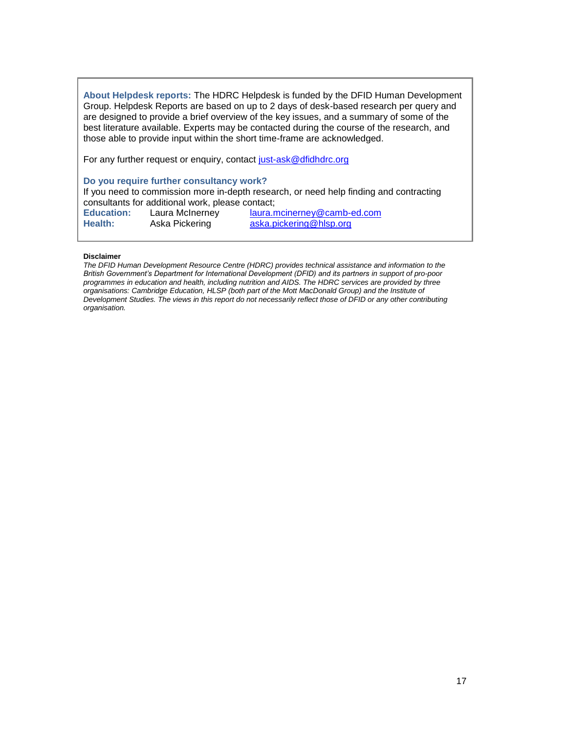**About Helpdesk reports:** The HDRC Helpdesk is funded by the DFID Human Development Group. Helpdesk Reports are based on up to 2 days of desk-based research per query and are designed to provide a brief overview of the key issues, and a summary of some of the best literature available. Experts may be contacted during the course of the research, and those able to provide input within the short time-frame are acknowledged.

For any further request or enquiry, contact just-ask@dfidhdrc.org

**Do you require further consultancy work?**

If you need to commission more in-depth research, or need help finding and contracting consultants for additional work, please contact;

| | | |
|---|---|---|
| **Education:** | Laura McInerney | laura.mcinerney@camb-ed.com |
| **Health:** | Aska Pickering | aska.pickering@hlsp.org |

**Disclaimer**

*The DFID Human Development Resource Centre (HDRC) provides technical assistance and information to the British Government's Department for International Development (DFID) and its partners in support of pro-poor programmes in education and health, including nutrition and AIDS. The HDRC services are provided by three organisations: Cambridge Education, HLSP (both part of the Mott MacDonald Group) and the Institute of Development Studies. The views in this report do not necessarily reflect those of DFID or any other contributing organisation.*